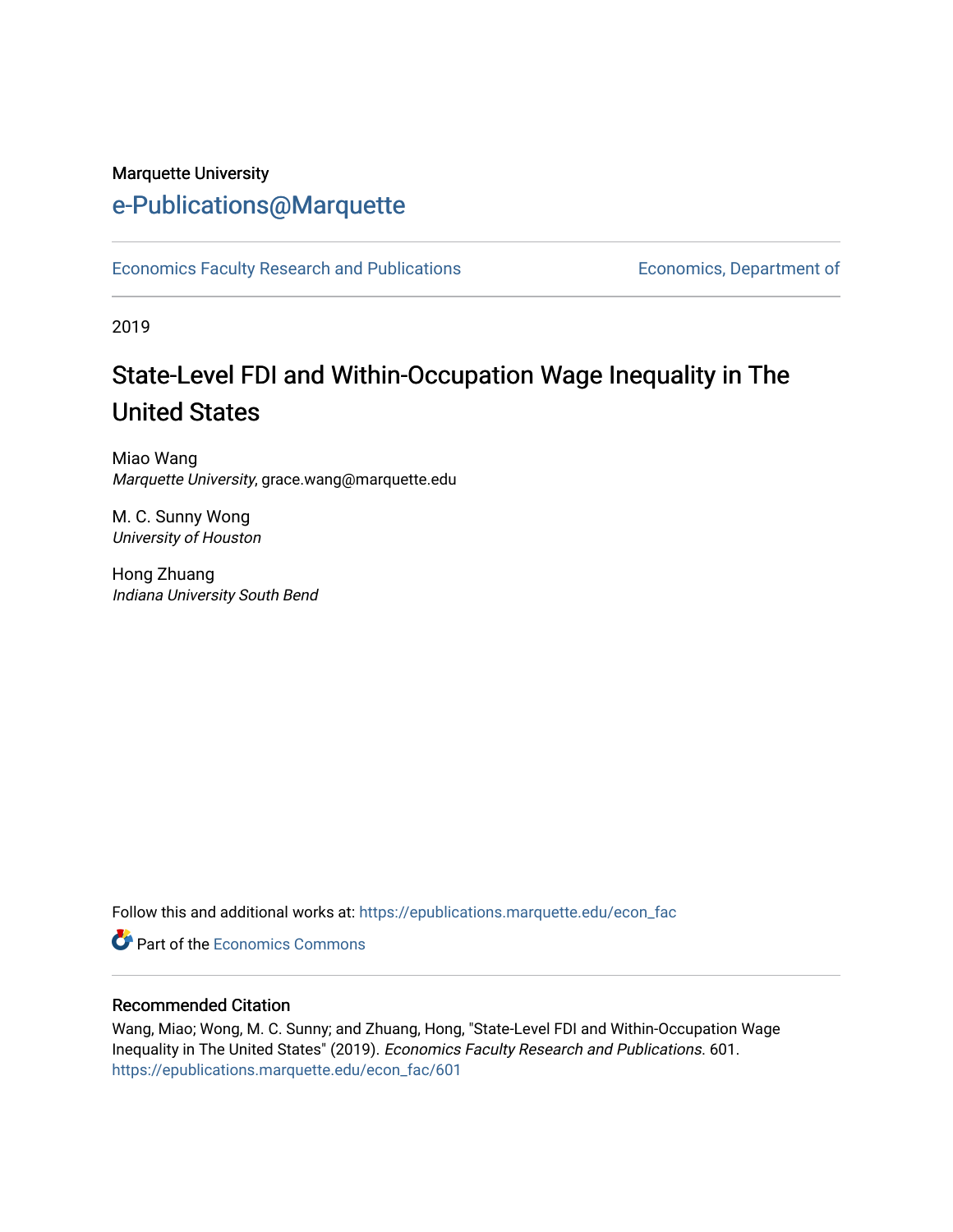Marquette University

# e-Publications@Marquette

Economics Faculty Research and Publications

Economics, Department of

2019

## State-Level FDI and Within-Occupation Wage Inequality in The United States

Miao Wang
*Marquette University*, grace.wang@marquette.edu

M. C. Sunny Wong
*University of Houston*

Hong Zhuang
*Indiana University South Bend*

Follow this and additional works at: https://epublications.marquette.edu/econ_fac

Part of the Economics Commons

### Recommended Citation

Wang, Miao; Wong, M. C. Sunny; and Zhuang, Hong, "State-Level FDI and Within-Occupation Wage Inequality in The United States" (2019). *Economics Faculty Research and Publications*. 601.
https://epublications.marquette.edu/econ_fac/601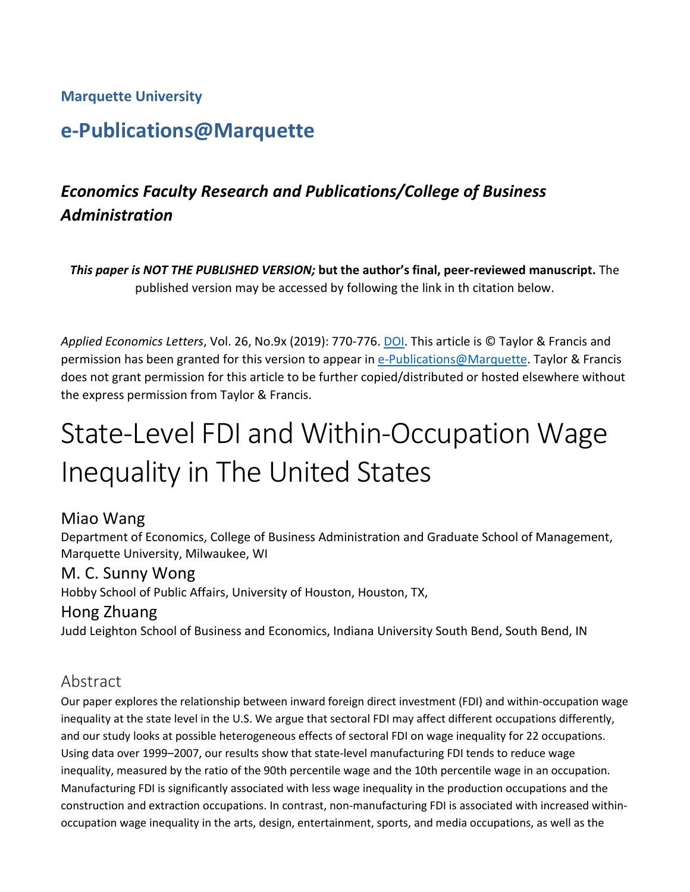**Marquette University**

## e-Publications@Marquette

### *Economics Faculty Research and Publications/College of Business Administration*

***This paper is NOT THE PUBLISHED VERSION;*** **but the author's final, peer-reviewed manuscript.** The published version may be accessed by following the link in th citation below.

*Applied Economics Letters*, Vol. 26, No.9x (2019): 770-776. DOI. This article is © Taylor & Francis and permission has been granted for this version to appear in e-Publications@Marquette. Taylor & Francis does not grant permission for this article to be further copied/distributed or hosted elsewhere without the express permission from Taylor & Francis.

# State-Level FDI and Within-Occupation Wage Inequality in The United States

Miao Wang

Department of Economics, College of Business Administration and Graduate School of Management, Marquette University, Milwaukee, WI

M. C. Sunny Wong

Hobby School of Public Affairs, University of Houston, Houston, TX,

Hong Zhuang

Judd Leighton School of Business and Economics, Indiana University South Bend, South Bend, IN

## Abstract

Our paper explores the relationship between inward foreign direct investment (FDI) and within-occupation wage inequality at the state level in the U.S. We argue that sectoral FDI may affect different occupations differently, and our study looks at possible heterogeneous effects of sectoral FDI on wage inequality for 22 occupations. Using data over 1999–2007, our results show that state-level manufacturing FDI tends to reduce wage inequality, measured by the ratio of the 90th percentile wage and the 10th percentile wage in an occupation. Manufacturing FDI is significantly associated with less wage inequality in the production occupations and the construction and extraction occupations. In contrast, non-manufacturing FDI is associated with increased within-occupation wage inequality in the arts, design, entertainment, sports, and media occupations, as well as the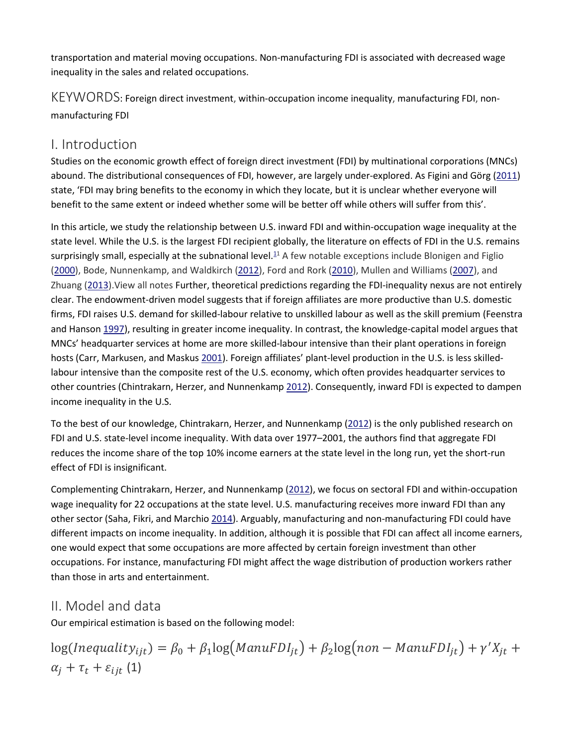transportation and material moving occupations. Non-manufacturing FDI is associated with decreased wage inequality in the sales and related occupations.

KEYWORDS: Foreign direct investment, within-occupation income inequality, manufacturing FDI, non-manufacturing FDI

## I. Introduction

Studies on the economic growth effect of foreign direct investment (FDI) by multinational corporations (MNCs) abound. The distributional consequences of FDI, however, are largely under-explored. As Figini and Görg (2011) state, 'FDI may bring benefits to the economy in which they locate, but it is unclear whether everyone will benefit to the same extent or indeed whether some will be better off while others will suffer from this'.

In this article, we study the relationship between U.S. inward FDI and within-occupation wage inequality at the state level. While the U.S. is the largest FDI recipient globally, the literature on effects of FDI in the U.S. remains surprisingly small, especially at the subnational level.[1] A few notable exceptions include Blonigen and Figlio (2000), Bode, Nunnenkamp, and Waldkirch (2012), Ford and Rork (2010), Mullen and Williams (2007), and Zhuang (2013).View all notes Further, theoretical predictions regarding the FDI-inequality nexus are not entirely clear. The endowment-driven model suggests that if foreign affiliates are more productive than U.S. domestic firms, FDI raises U.S. demand for skilled-labour relative to unskilled labour as well as the skill premium (Feenstra and Hanson 1997), resulting in greater income inequality. In contrast, the knowledge-capital model argues that MNCs' headquarter services at home are more skilled-labour intensive than their plant operations in foreign hosts (Carr, Markusen, and Maskus 2001). Foreign affiliates' plant-level production in the U.S. is less skilled-labour intensive than the composite rest of the U.S. economy, which often provides headquarter services to other countries (Chintrakarn, Herzer, and Nunnenkamp 2012). Consequently, inward FDI is expected to dampen income inequality in the U.S.

To the best of our knowledge, Chintrakarn, Herzer, and Nunnenkamp (2012) is the only published research on FDI and U.S. state-level income inequality. With data over 1977–2001, the authors find that aggregate FDI reduces the income share of the top 10% income earners at the state level in the long run, yet the short-run effect of FDI is insignificant.

Complementing Chintrakarn, Herzer, and Nunnenkamp (2012), we focus on sectoral FDI and within-occupation wage inequality for 22 occupations at the state level. U.S. manufacturing receives more inward FDI than any other sector (Saha, Fikri, and Marchio 2014). Arguably, manufacturing and non-manufacturing FDI could have different impacts on income inequality. In addition, although it is possible that FDI can affect all income earners, one would expect that some occupations are more affected by certain foreign investment than other occupations. For instance, manufacturing FDI might affect the wage distribution of production workers rather than those in arts and entertainment.

## II. Model and data

Our empirical estimation is based on the following model:

$$\log(Inequality_{ijt}) = \beta_0 + \beta_1 \log(ManuFDI_{jt}) + \beta_2 \log(non-ManuFDI_{jt}) + \gamma' X_{jt} + \alpha_j + \tau_t + \varepsilon_{ijt} \quad (1)$$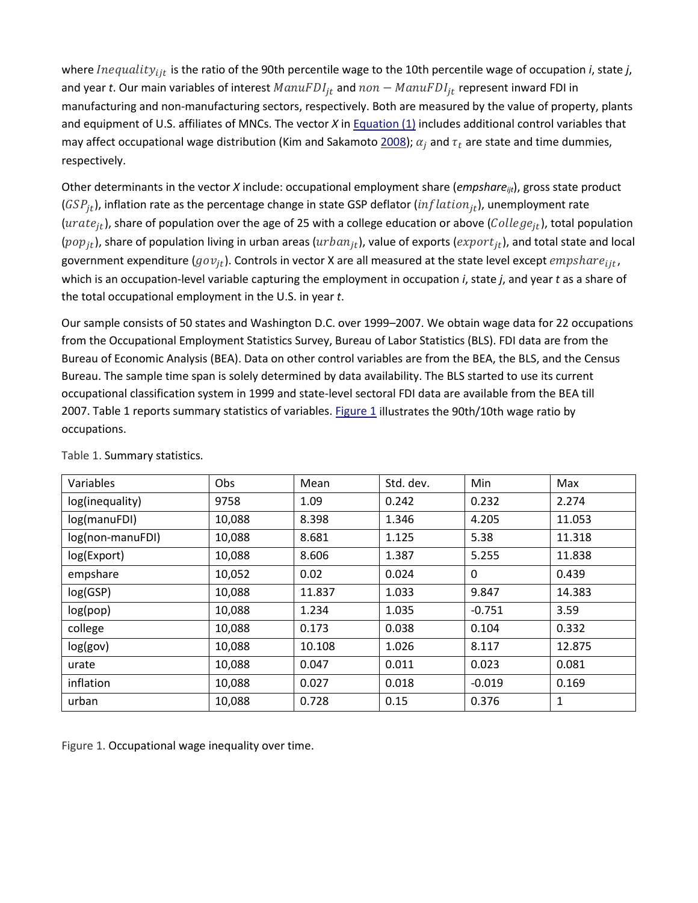where $Inequality_{ijt}$ is the ratio of the 90th percentile wage to the 10th percentile wage of occupation *i*, state *j*, and year *t*. Our main variables of interest $ManuFDI_{jt}$ and $non-ManuFDI_{jt}$ represent inward FDI in manufacturing and non-manufacturing sectors, respectively. Both are measured by the value of property, plants and equipment of U.S. affiliates of MNCs. The vector *X* in Equation (1) includes additional control variables that may affect occupational wage distribution (Kim and Sakamoto 2008); $\alpha_j$ and $\tau_t$ are state and time dummies, respectively.

Other determinants in the vector *X* include: occupational employment share ($empshare_{ijt}$), gross state product ($GSP_{jt}$), inflation rate as the percentage change in state GSP deflator ($inflation_{jt}$), unemployment rate ($urate_{jt}$), share of population over the age of 25 with a college education or above ($College_{jt}$), total population ($pop_{jt}$), share of population living in urban areas ($urban_{jt}$), value of exports ($export_{jt}$), and total state and local government expenditure ($gov_{jt}$). Controls in vector X are all measured at the state level except $empshare_{ijt}$, which is an occupation-level variable capturing the employment in occupation *i*, state *j*, and year *t* as a share of the total occupational employment in the U.S. in year *t*.

Our sample consists of 50 states and Washington D.C. over 1999–2007. We obtain wage data for 22 occupations from the Occupational Employment Statistics Survey, Bureau of Labor Statistics (BLS). FDI data are from the Bureau of Economic Analysis (BEA). Data on other control variables are from the BEA, the BLS, and the Census Bureau. The sample time span is solely determined by data availability. The BLS started to use its current occupational classification system in 1999 and state-level sectoral FDI data are available from the BEA till 2007. Table 1 reports summary statistics of variables. Figure 1 illustrates the 90th/10th wage ratio by occupations.

Table 1. Summary statistics.

| Variables | Obs | Mean | Std. dev. | Min | Max |
|---|---|---|---|---|---|
| log(inequality) | 9758 | 1.09 | 0.242 | 0.232 | 2.274 |
| log(manuFDI) | 10,088 | 8.398 | 1.346 | 4.205 | 11.053 |
| log(non-manuFDI) | 10,088 | 8.681 | 1.125 | 5.38 | 11.318 |
| log(Export) | 10,088 | 8.606 | 1.387 | 5.255 | 11.838 |
| empshare | 10,052 | 0.02 | 0.024 | 0 | 0.439 |
| log(GSP) | 10,088 | 11.837 | 1.033 | 9.847 | 14.383 |
| log(pop) | 10,088 | 1.234 | 1.035 | -0.751 | 3.59 |
| college | 10,088 | 0.173 | 0.038 | 0.104 | 0.332 |
| log(gov) | 10,088 | 10.108 | 1.026 | 8.117 | 12.875 |
| urate | 10,088 | 0.047 | 0.011 | 0.023 | 0.081 |
| inflation | 10,088 | 0.027 | 0.018 | -0.019 | 0.169 |
| urban | 10,088 | 0.728 | 0.15 | 0.376 | 1 |

Figure 1. Occupational wage inequality over time.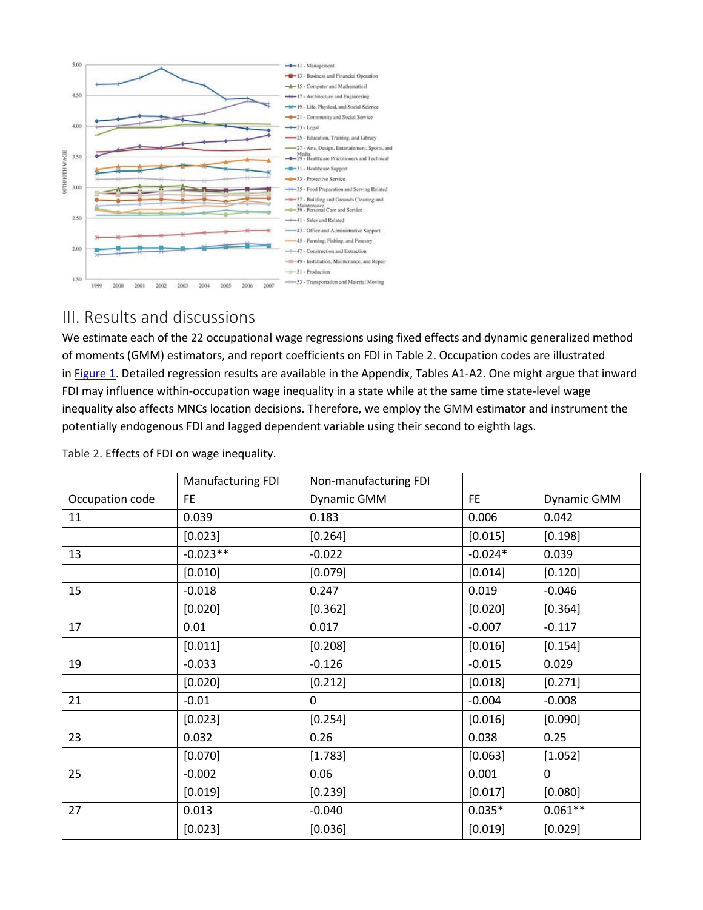## III. Results and discussions

We estimate each of the 22 occupational wage regressions using fixed effects and dynamic generalized method of moments (GMM) estimators, and report coefficients on FDI in Table 2. Occupation codes are illustrated in Figure 1. Detailed regression results are available in the Appendix, Tables A1-A2. One might argue that inward FDI may influence within-occupation wage inequality in a state while at the same time state-level wage inequality also affects MNCs location decisions. Therefore, we employ the GMM estimator and instrument the potentially endogenous FDI and lagged dependent variable using their second to eighth lags.

Table 2. Effects of FDI on wage inequality.

| | Manufacturing FDI | Non-manufacturing FDI | | |
|---|---|---|---|---|
| Occupation code | FE | Dynamic GMM | FE | Dynamic GMM |
| 11 | 0.039 | 0.183 | 0.006 | 0.042 |
| | [0.023] | [0.264] | [0.015] | [0.198] |
| 13 | -0.023** | -0.022 | -0.024* | 0.039 |
| | [0.010] | [0.079] | [0.014] | [0.120] |
| 15 | -0.018 | 0.247 | 0.019 | -0.046 |
| | [0.020] | [0.362] | [0.020] | [0.364] |
| 17 | 0.01 | 0.017 | -0.007 | -0.117 |
| | [0.011] | [0.208] | [0.016] | [0.154] |
| 19 | -0.033 | -0.126 | -0.015 | 0.029 |
| | [0.020] | [0.212] | [0.018] | [0.271] |
| 21 | -0.01 | 0 | -0.004 | -0.008 |
| | [0.023] | [0.254] | [0.016] | [0.090] |
| 23 | 0.032 | 0.26 | 0.038 | 0.25 |
| | [0.070] | [1.783] | [0.063] | [1.052] |
| 25 | -0.002 | 0.06 | 0.001 | 0 |
| | [0.019] | [0.239] | [0.017] | [0.080] |
| 27 | 0.013 | -0.040 | 0.035* | 0.061** |
| | [0.023] | [0.036] | [0.019] | [0.029] |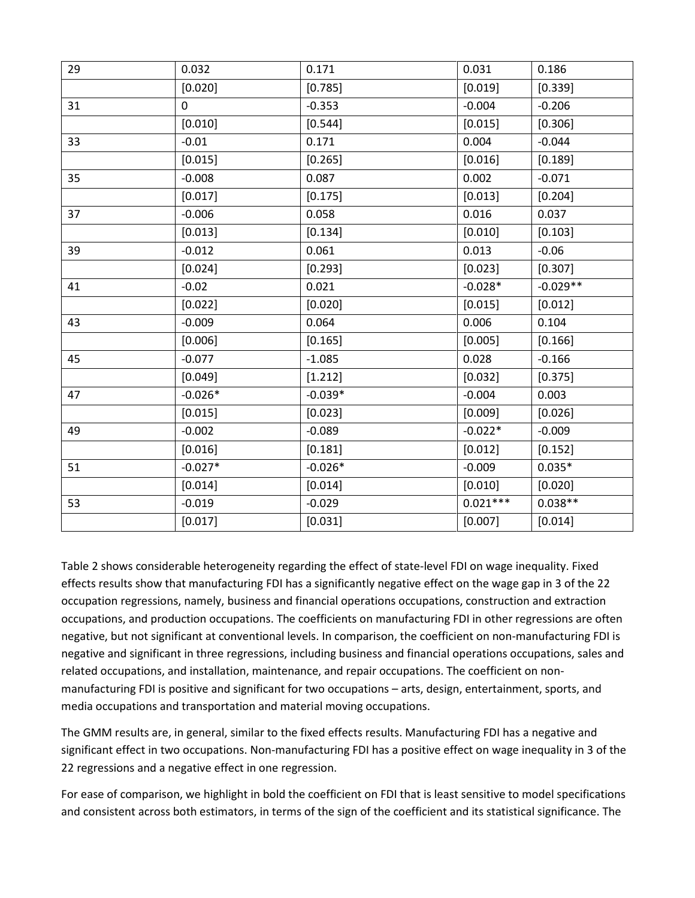| 29 | 0.032 | 0.171 | 0.031 | 0.186 |
|---|---|---|---|---|
| | [0.020] | [0.785] | [0.019] | [0.339] |
| 31 | 0 | -0.353 | -0.004 | -0.206 |
| | [0.010] | [0.544] | [0.015] | [0.306] |
| 33 | -0.01 | 0.171 | 0.004 | -0.044 |
| | [0.015] | [0.265] | [0.016] | [0.189] |
| 35 | -0.008 | 0.087 | 0.002 | -0.071 |
| | [0.017] | [0.175] | [0.013] | [0.204] |
| 37 | -0.006 | 0.058 | 0.016 | 0.037 |
| | [0.013] | [0.134] | [0.010] | [0.103] |
| 39 | -0.012 | 0.061 | 0.013 | -0.06 |
| | [0.024] | [0.293] | [0.023] | [0.307] |
| 41 | -0.02 | 0.021 | -0.028* | -0.029** |
| | [0.022] | [0.020] | [0.015] | [0.012] |
| 43 | -0.009 | 0.064 | 0.006 | 0.104 |
| | [0.006] | [0.165] | [0.005] | [0.166] |
| 45 | -0.077 | -1.085 | 0.028 | -0.166 |
| | [0.049] | [1.212] | [0.032] | [0.375] |
| 47 | -0.026* | -0.039* | -0.004 | 0.003 |
| | [0.015] | [0.023] | [0.009] | [0.026] |
| 49 | -0.002 | -0.089 | -0.022* | -0.009 |
| | [0.016] | [0.181] | [0.012] | [0.152] |
| 51 | -0.027* | -0.026* | -0.009 | 0.035* |
| | [0.014] | [0.014] | [0.010] | [0.020] |
| 53 | -0.019 | -0.029 | 0.021*** | 0.038** |
| | [0.017] | [0.031] | [0.007] | [0.014] |

Table 2 shows considerable heterogeneity regarding the effect of state-level FDI on wage inequality. Fixed effects results show that manufacturing FDI has a significantly negative effect on the wage gap in 3 of the 22 occupation regressions, namely, business and financial operations occupations, construction and extraction occupations, and production occupations. The coefficients on manufacturing FDI in other regressions are often negative, but not significant at conventional levels. In comparison, the coefficient on non-manufacturing FDI is negative and significant in three regressions, including business and financial operations occupations, sales and related occupations, and installation, maintenance, and repair occupations. The coefficient on non-manufacturing FDI is positive and significant for two occupations – arts, design, entertainment, sports, and media occupations and transportation and material moving occupations.

The GMM results are, in general, similar to the fixed effects results. Manufacturing FDI has a negative and significant effect in two occupations. Non-manufacturing FDI has a positive effect on wage inequality in 3 of the 22 regressions and a negative effect in one regression.

For ease of comparison, we highlight in bold the coefficient on FDI that is least sensitive to model specifications and consistent across both estimators, in terms of the sign of the coefficient and its statistical significance. The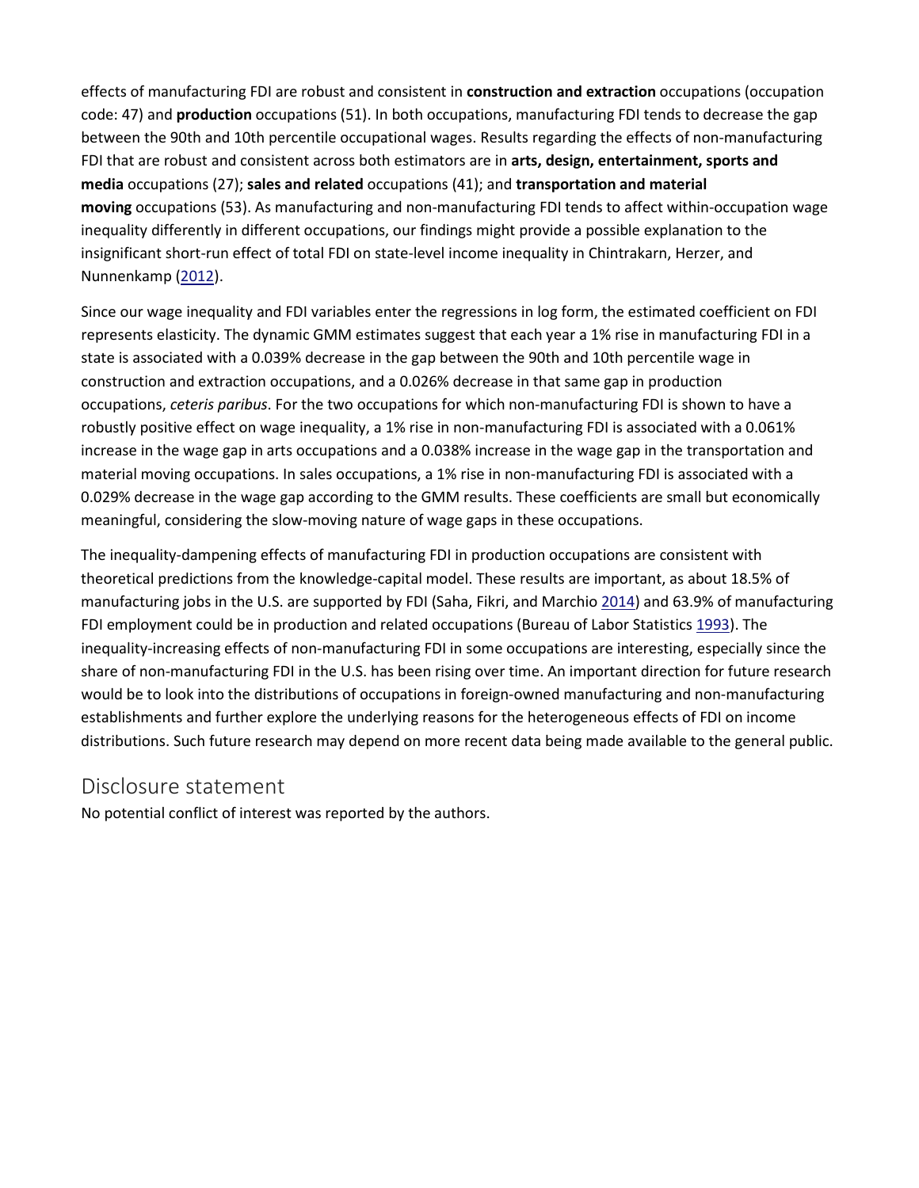effects of manufacturing FDI are robust and consistent in **construction and extraction** occupations (occupation code: 47) and **production** occupations (51). In both occupations, manufacturing FDI tends to decrease the gap between the 90th and 10th percentile occupational wages. Results regarding the effects of non-manufacturing FDI that are robust and consistent across both estimators are in **arts, design, entertainment, sports and media** occupations (27); **sales and related** occupations (41); and **transportation and material moving** occupations (53). As manufacturing and non-manufacturing FDI tends to affect within-occupation wage inequality differently in different occupations, our findings might provide a possible explanation to the insignificant short-run effect of total FDI on state-level income inequality in Chintrakarn, Herzer, and Nunnenkamp (2012).

Since our wage inequality and FDI variables enter the regressions in log form, the estimated coefficient on FDI represents elasticity. The dynamic GMM estimates suggest that each year a 1% rise in manufacturing FDI in a state is associated with a 0.039% decrease in the gap between the 90th and 10th percentile wage in construction and extraction occupations, and a 0.026% decrease in that same gap in production occupations, *ceteris paribus*. For the two occupations for which non-manufacturing FDI is shown to have a robustly positive effect on wage inequality, a 1% rise in non-manufacturing FDI is associated with a 0.061% increase in the wage gap in arts occupations and a 0.038% increase in the wage gap in the transportation and material moving occupations. In sales occupations, a 1% rise in non-manufacturing FDI is associated with a 0.029% decrease in the wage gap according to the GMM results. These coefficients are small but economically meaningful, considering the slow-moving nature of wage gaps in these occupations.

The inequality-dampening effects of manufacturing FDI in production occupations are consistent with theoretical predictions from the knowledge-capital model. These results are important, as about 18.5% of manufacturing jobs in the U.S. are supported by FDI (Saha, Fikri, and Marchio 2014) and 63.9% of manufacturing FDI employment could be in production and related occupations (Bureau of Labor Statistics 1993). The inequality-increasing effects of non-manufacturing FDI in some occupations are interesting, especially since the share of non-manufacturing FDI in the U.S. has been rising over time. An important direction for future research would be to look into the distributions of occupations in foreign-owned manufacturing and non-manufacturing establishments and further explore the underlying reasons for the heterogeneous effects of FDI on income distributions. Such future research may depend on more recent data being made available to the general public.

## Disclosure statement

No potential conflict of interest was reported by the authors.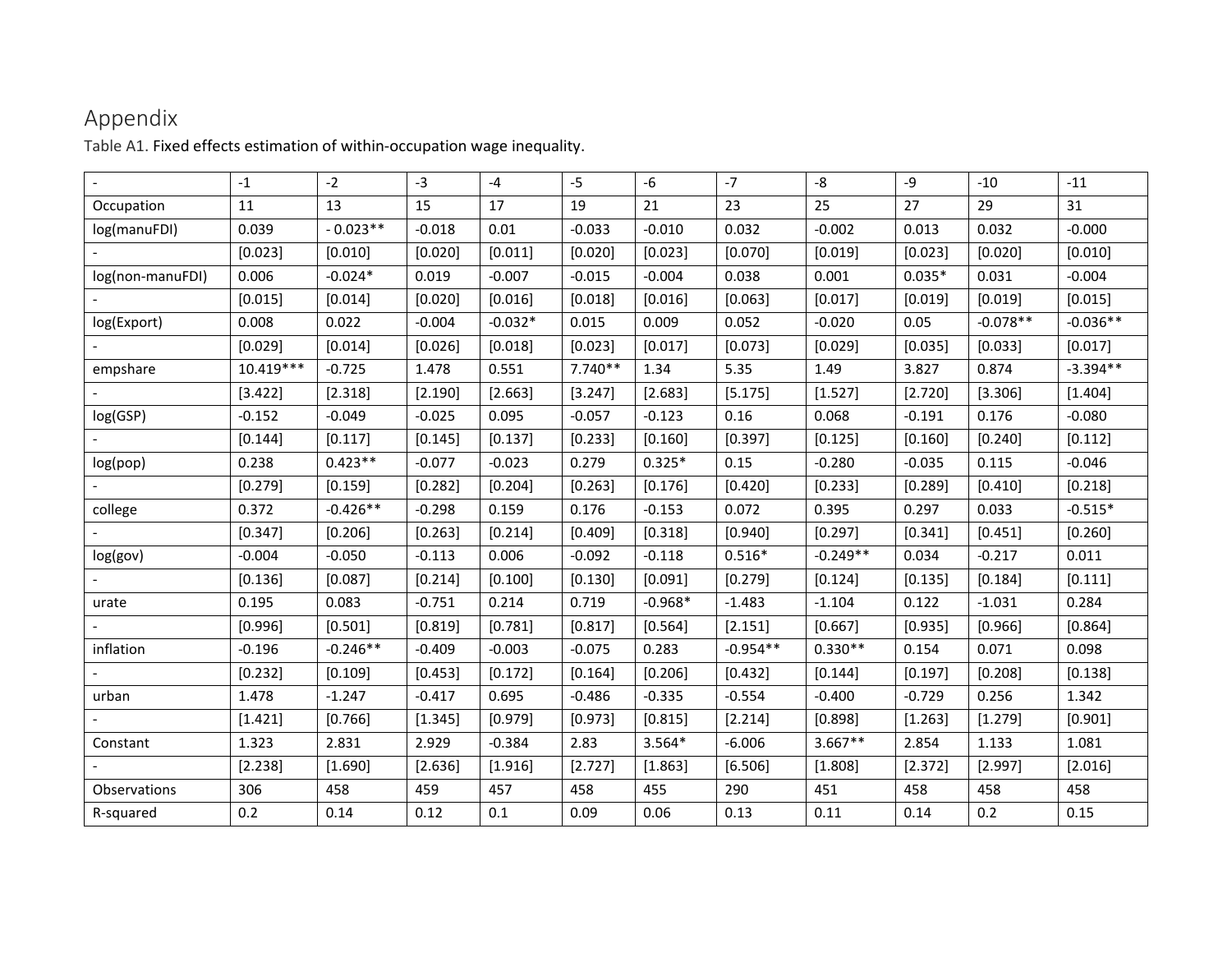# Appendix

Table A1. Fixed effects estimation of within-occupation wage inequality.

| - | -1 | -2 | -3 | -4 | -5 | -6 | -7 | -8 | -9 | -10 | -11 |
|---|---|---|---|---|---|---|---|---|---|---|---|
| Occupation | 11 | 13 | 15 | 17 | 19 | 21 | 23 | 25 | 27 | 29 | 31 |
| log(manuFDI) | 0.039 | - 0.023** | -0.018 | 0.01 | -0.033 | -0.010 | 0.032 | -0.002 | 0.013 | 0.032 | -0.000 |
| - | [0.023] | [0.010] | [0.020] | [0.011] | [0.020] | [0.023] | [0.070] | [0.019] | [0.023] | [0.020] | [0.010] |
| log(non-manuFDI) | 0.006 | -0.024* | 0.019 | -0.007 | -0.015 | -0.004 | 0.038 | 0.001 | 0.035* | 0.031 | -0.004 |
| - | [0.015] | [0.014] | [0.020] | [0.016] | [0.018] | [0.016] | [0.063] | [0.017] | [0.019] | [0.019] | [0.015] |
| log(Export) | 0.008 | 0.022 | -0.004 | -0.032* | 0.015 | 0.009 | 0.052 | -0.020 | 0.05 | -0.078** | -0.036** |
| - | [0.029] | [0.014] | [0.026] | [0.018] | [0.023] | [0.017] | [0.073] | [0.029] | [0.035] | [0.033] | [0.017] |
| empshare | 10.419*** | -0.725 | 1.478 | 0.551 | 7.740** | 1.34 | 5.35 | 1.49 | 3.827 | 0.874 | -3.394** |
| - | [3.422] | [2.318] | [2.190] | [2.663] | [3.247] | [2.683] | [5.175] | [1.527] | [2.720] | [3.306] | [1.404] |
| log(GSP) | -0.152 | -0.049 | -0.025 | 0.095 | -0.057 | -0.123 | 0.16 | 0.068 | -0.191 | 0.176 | -0.080 |
| - | [0.144] | [0.117] | [0.145] | [0.137] | [0.233] | [0.160] | [0.397] | [0.125] | [0.160] | [0.240] | [0.112] |
| log(pop) | 0.238 | 0.423** | -0.077 | -0.023 | 0.279 | 0.325* | 0.15 | -0.280 | -0.035 | 0.115 | -0.046 |
| - | [0.279] | [0.159] | [0.282] | [0.204] | [0.263] | [0.176] | [0.420] | [0.233] | [0.289] | [0.410] | [0.218] |
| college | 0.372 | -0.426** | -0.298 | 0.159 | 0.176 | -0.153 | 0.072 | 0.395 | 0.297 | 0.033 | -0.515* |
| - | [0.347] | [0.206] | [0.263] | [0.214] | [0.409] | [0.318] | [0.940] | [0.297] | [0.341] | [0.451] | [0.260] |
| log(gov) | -0.004 | -0.050 | -0.113 | 0.006 | -0.092 | -0.118 | 0.516* | -0.249** | 0.034 | -0.217 | 0.011 |
| - | [0.136] | [0.087] | [0.214] | [0.100] | [0.130] | [0.091] | [0.279] | [0.124] | [0.135] | [0.184] | [0.111] |
| urate | 0.195 | 0.083 | -0.751 | 0.214 | 0.719 | -0.968* | -1.483 | -1.104 | 0.122 | -1.031 | 0.284 |
| - | [0.996] | [0.501] | [0.819] | [0.781] | [0.817] | [0.564] | [2.151] | [0.667] | [0.935] | [0.966] | [0.864] |
| inflation | -0.196 | -0.246** | -0.409 | -0.003 | -0.075 | 0.283 | -0.954** | 0.330** | 0.154 | 0.071 | 0.098 |
| - | [0.232] | [0.109] | [0.453] | [0.172] | [0.164] | [0.206] | [0.432] | [0.144] | [0.197] | [0.208] | [0.138] |
| urban | 1.478 | -1.247 | -0.417 | 0.695 | -0.486 | -0.335 | -0.554 | -0.400 | -0.729 | 0.256 | 1.342 |
| - | [1.421] | [0.766] | [1.345] | [0.979] | [0.973] | [0.815] | [2.214] | [0.898] | [1.263] | [1.279] | [0.901] |
| Constant | 1.323 | 2.831 | 2.929 | -0.384 | 2.83 | 3.564* | -6.006 | 3.667** | 2.854 | 1.133 | 1.081 |
| - | [2.238] | [1.690] | [2.636] | [1.916] | [2.727] | [1.863] | [6.506] | [1.808] | [2.372] | [2.997] | [2.016] |
| Observations | 306 | 458 | 459 | 457 | 458 | 455 | 290 | 451 | 458 | 458 | 458 |
| R-squared | 0.2 | 0.14 | 0.12 | 0.1 | 0.09 | 0.06 | 0.13 | 0.11 | 0.14 | 0.2 | 0.15 |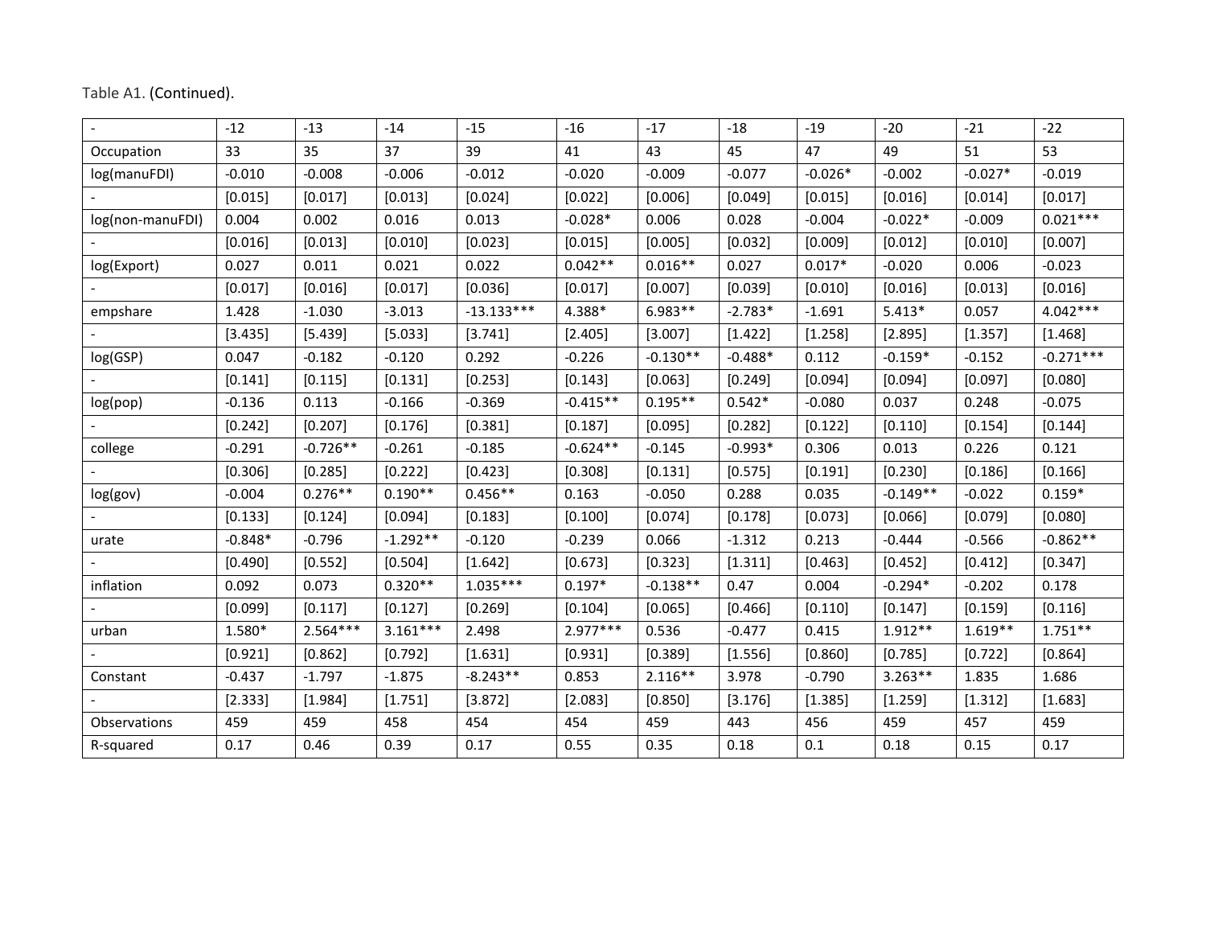Table A1. (Continued).

| - | -12 | -13 | -14 | -15 | -16 | -17 | -18 | -19 | -20 | -21 | -22 |
|---|---|---|---|---|---|---|---|---|---|---|---|
| Occupation | 33 | 35 | 37 | 39 | 41 | 43 | 45 | 47 | 49 | 51 | 53 |
| log(manuFDI) | -0.010 | -0.008 | -0.006 | -0.012 | -0.020 | -0.009 | -0.077 | -0.026* | -0.002 | -0.027* | -0.019 |
| - | [0.015] | [0.017] | [0.013] | [0.024] | [0.022] | [0.006] | [0.049] | [0.015] | [0.016] | [0.014] | [0.017] |
| log(non-manuFDI) | 0.004 | 0.002 | 0.016 | 0.013 | -0.028* | 0.006 | 0.028 | -0.004 | -0.022* | -0.009 | 0.021*** |
| - | [0.016] | [0.013] | [0.010] | [0.023] | [0.015] | [0.005] | [0.032] | [0.009] | [0.012] | [0.010] | [0.007] |
| log(Export) | 0.027 | 0.011 | 0.021 | 0.022 | 0.042** | 0.016** | 0.027 | 0.017* | -0.020 | 0.006 | -0.023 |
| - | [0.017] | [0.016] | [0.017] | [0.036] | [0.017] | [0.007] | [0.039] | [0.010] | [0.016] | [0.013] | [0.016] |
| empshare | 1.428 | -1.030 | -3.013 | -13.133*** | 4.388* | 6.983** | -2.783* | -1.691 | 5.413* | 0.057 | 4.042*** |
| - | [3.435] | [5.439] | [5.033] | [3.741] | [2.405] | [3.007] | [1.422] | [1.258] | [2.895] | [1.357] | [1.468] |
| log(GSP) | 0.047 | -0.182 | -0.120 | 0.292 | -0.226 | -0.130** | -0.488* | 0.112 | -0.159* | -0.152 | -0.271*** |
| - | [0.141] | [0.115] | [0.131] | [0.253] | [0.143] | [0.063] | [0.249] | [0.094] | [0.094] | [0.097] | [0.080] |
| log(pop) | -0.136 | 0.113 | -0.166 | -0.369 | -0.415** | 0.195** | 0.542* | -0.080 | 0.037 | 0.248 | -0.075 |
| - | [0.242] | [0.207] | [0.176] | [0.381] | [0.187] | [0.095] | [0.282] | [0.122] | [0.110] | [0.154] | [0.144] |
| college | -0.291 | -0.726** | -0.261 | -0.185 | -0.624** | -0.145 | -0.993* | 0.306 | 0.013 | 0.226 | 0.121 |
| - | [0.306] | [0.285] | [0.222] | [0.423] | [0.308] | [0.131] | [0.575] | [0.191] | [0.230] | [0.186] | [0.166] |
| log(gov) | -0.004 | 0.276** | 0.190** | 0.456** | 0.163 | -0.050 | 0.288 | 0.035 | -0.149** | -0.022 | 0.159* |
| - | [0.133] | [0.124] | [0.094] | [0.183] | [0.100] | [0.074] | [0.178] | [0.073] | [0.066] | [0.079] | [0.080] |
| urate | -0.848* | -0.796 | -1.292** | -0.120 | -0.239 | 0.066 | -1.312 | 0.213 | -0.444 | -0.566 | -0.862** |
| - | [0.490] | [0.552] | [0.504] | [1.642] | [0.673] | [0.323] | [1.311] | [0.463] | [0.452] | [0.412] | [0.347] |
| inflation | 0.092 | 0.073 | 0.320** | 1.035*** | 0.197* | -0.138** | 0.47 | 0.004 | -0.294* | -0.202 | 0.178 |
| - | [0.099] | [0.117] | [0.127] | [0.269] | [0.104] | [0.065] | [0.466] | [0.110] | [0.147] | [0.159] | [0.116] |
| urban | 1.580* | 2.564*** | 3.161*** | 2.498 | 2.977*** | 0.536 | -0.477 | 0.415 | 1.912** | 1.619** | 1.751** |
| - | [0.921] | [0.862] | [0.792] | [1.631] | [0.931] | [0.389] | [1.556] | [0.860] | [0.785] | [0.722] | [0.864] |
| Constant | -0.437 | -1.797 | -1.875 | -8.243** | 0.853 | 2.116** | 3.978 | -0.790 | 3.263** | 1.835 | 1.686 |
| - | [2.333] | [1.984] | [1.751] | [3.872] | [2.083] | [0.850] | [3.176] | [1.385] | [1.259] | [1.312] | [1.683] |
| Observations | 459 | 459 | 458 | 454 | 454 | 459 | 443 | 456 | 459 | 457 | 459 |
| R-squared | 0.17 | 0.46 | 0.39 | 0.17 | 0.55 | 0.35 | 0.18 | 0.1 | 0.18 | 0.15 | 0.17 |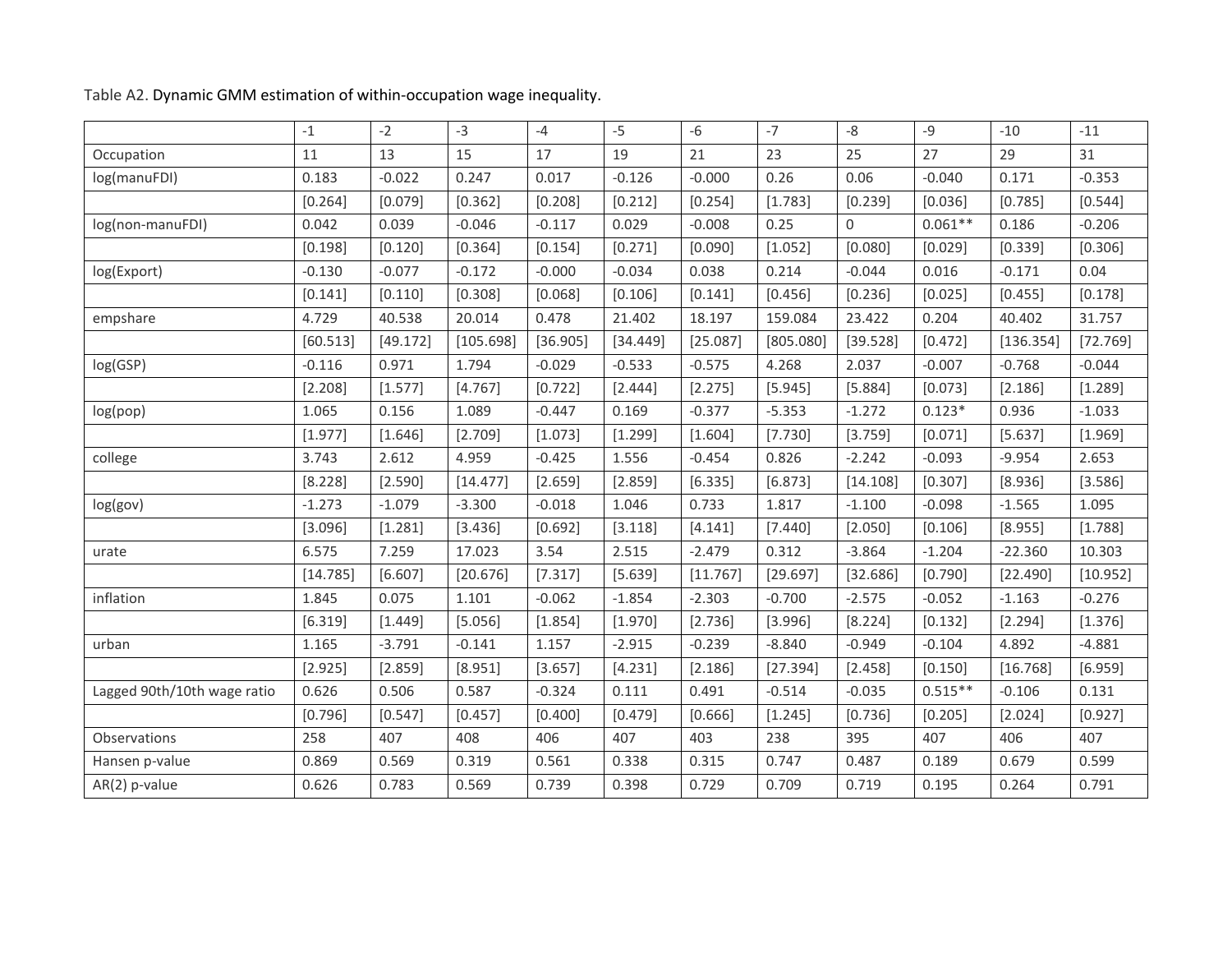Table A2. Dynamic GMM estimation of within-occupation wage inequality.

| | -1 | -2 | -3 | -4 | -5 | -6 | -7 | -8 | -9 | -10 | -11 |
|---|---|---|---|---|---|---|---|---|---|---|---|
| Occupation | 11 | 13 | 15 | 17 | 19 | 21 | 23 | 25 | 27 | 29 | 31 |
| log(manuFDI) | 0.183 | -0.022 | 0.247 | 0.017 | -0.126 | -0.000 | 0.26 | 0.06 | -0.040 | 0.171 | -0.353 |
| | [0.264] | [0.079] | [0.362] | [0.208] | [0.212] | [0.254] | [1.783] | [0.239] | [0.036] | [0.785] | [0.544] |
| log(non-manuFDI) | 0.042 | 0.039 | -0.046 | -0.117 | 0.029 | -0.008 | 0.25 | 0 | 0.061** | 0.186 | -0.206 |
| | [0.198] | [0.120] | [0.364] | [0.154] | [0.271] | [0.090] | [1.052] | [0.080] | [0.029] | [0.339] | [0.306] |
| log(Export) | -0.130 | -0.077 | -0.172 | -0.000 | -0.034 | 0.038 | 0.214 | -0.044 | 0.016 | -0.171 | 0.04 |
| | [0.141] | [0.110] | [0.308] | [0.068] | [0.106] | [0.141] | [0.456] | [0.236] | [0.025] | [0.455] | [0.178] |
| empshare | 4.729 | 40.538 | 20.014 | 0.478 | 21.402 | 18.197 | 159.084 | 23.422 | 0.204 | 40.402 | 31.757 |
| | [60.513] | [49.172] | [105.698] | [36.905] | [34.449] | [25.087] | [805.080] | [39.528] | [0.472] | [136.354] | [72.769] |
| log(GSP) | -0.116 | 0.971 | 1.794 | -0.029 | -0.533 | -0.575 | 4.268 | 2.037 | -0.007 | -0.768 | -0.044 |
| | [2.208] | [1.577] | [4.767] | [0.722] | [2.444] | [2.275] | [5.945] | [5.884] | [0.073] | [2.186] | [1.289] |
| log(pop) | 1.065 | 0.156 | 1.089 | -0.447 | 0.169 | -0.377 | -5.353 | -1.272 | 0.123* | 0.936 | -1.033 |
| | [1.977] | [1.646] | [2.709] | [1.073] | [1.299] | [1.604] | [7.730] | [3.759] | [0.071] | [5.637] | [1.969] |
| college | 3.743 | 2.612 | 4.959 | -0.425 | 1.556 | -0.454 | 0.826 | -2.242 | -0.093 | -9.954 | 2.653 |
| | [8.228] | [2.590] | [14.477] | [2.659] | [2.859] | [6.335] | [6.873] | [14.108] | [0.307] | [8.936] | [3.586] |
| log(gov) | -1.273 | -1.079 | -3.300 | -0.018 | 1.046 | 0.733 | 1.817 | -1.100 | -0.098 | -1.565 | 1.095 |
| | [3.096] | [1.281] | [3.436] | [0.692] | [3.118] | [4.141] | [7.440] | [2.050] | [0.106] | [8.955] | [1.788] |
| urate | 6.575 | 7.259 | 17.023 | 3.54 | 2.515 | -2.479 | 0.312 | -3.864 | -1.204 | -22.360 | 10.303 |
| | [14.785] | [6.607] | [20.676] | [7.317] | [5.639] | [11.767] | [29.697] | [32.686] | [0.790] | [22.490] | [10.952] |
| inflation | 1.845 | 0.075 | 1.101 | -0.062 | -1.854 | -2.303 | -0.700 | -2.575 | -0.052 | -1.163 | -0.276 |
| | [6.319] | [1.449] | [5.056] | [1.854] | [1.970] | [2.736] | [3.996] | [8.224] | [0.132] | [2.294] | [1.376] |
| urban | 1.165 | -3.791 | -0.141 | 1.157 | -2.915 | -0.239 | -8.840 | -0.949 | -0.104 | 4.892 | -4.881 |
| | [2.925] | [2.859] | [8.951] | [3.657] | [4.231] | [2.186] | [27.394] | [2.458] | [0.150] | [16.768] | [6.959] |
| Lagged 90th/10th wage ratio | 0.626 | 0.506 | 0.587 | -0.324 | 0.111 | 0.491 | -0.514 | -0.035 | 0.515** | -0.106 | 0.131 |
| | [0.796] | [0.547] | [0.457] | [0.400] | [0.479] | [0.666] | [1.245] | [0.736] | [0.205] | [2.024] | [0.927] |
| Observations | 258 | 407 | 408 | 406 | 407 | 403 | 238 | 395 | 407 | 406 | 407 |
| Hansen p-value | 0.869 | 0.569 | 0.319 | 0.561 | 0.338 | 0.315 | 0.747 | 0.487 | 0.189 | 0.679 | 0.599 |
| AR(2) p-value | 0.626 | 0.783 | 0.569 | 0.739 | 0.398 | 0.729 | 0.709 | 0.719 | 0.195 | 0.264 | 0.791 |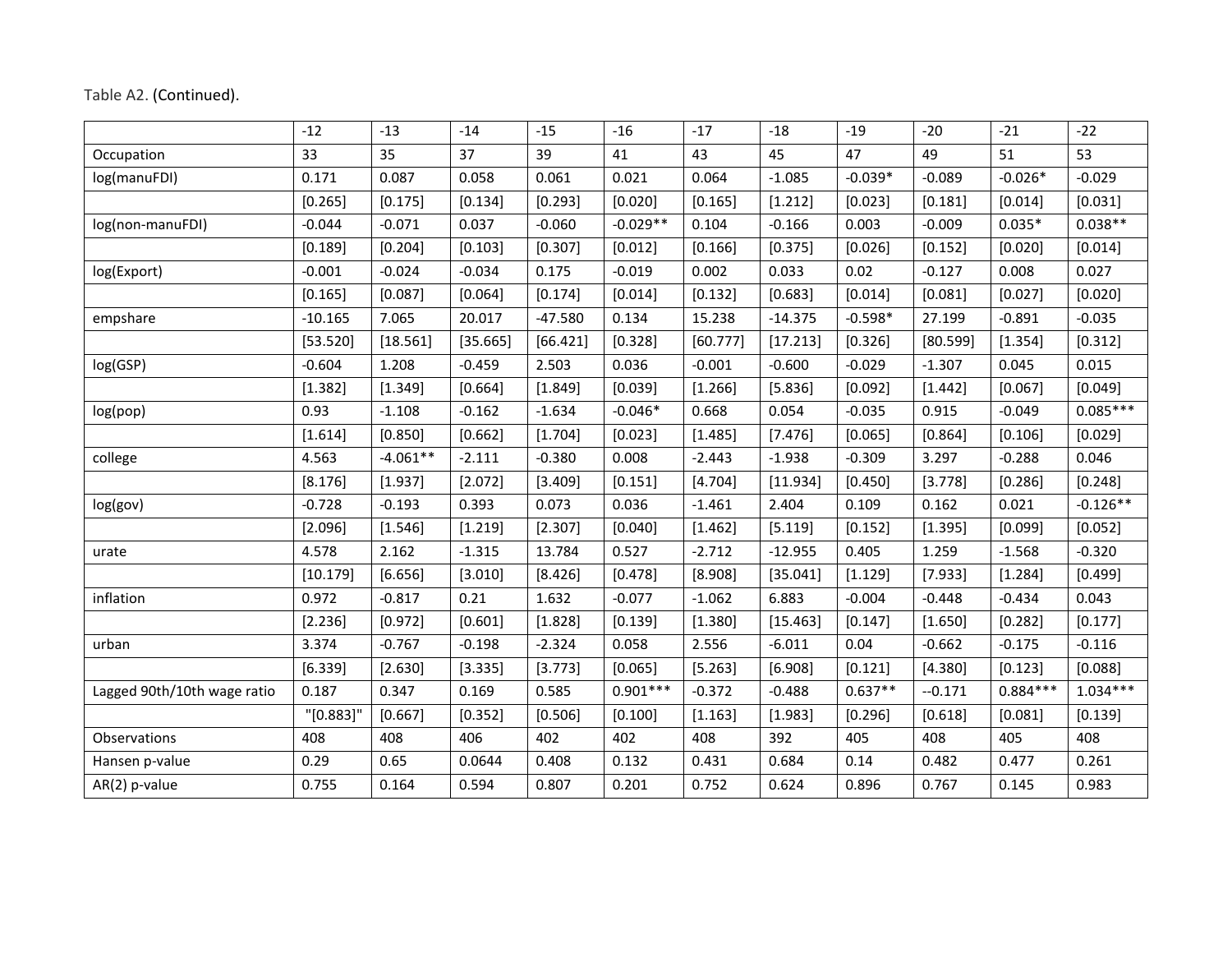Table A2. (Continued).

| | -12 | -13 | -14 | -15 | -16 | -17 | -18 | -19 | -20 | -21 | -22 |
|---|---|---|---|---|---|---|---|---|---|---|---|
| Occupation | 33 | 35 | 37 | 39 | 41 | 43 | 45 | 47 | 49 | 51 | 53 |
| log(manuFDI) | 0.171 | 0.087 | 0.058 | 0.061 | 0.021 | 0.064 | -1.085 | -0.039* | -0.089 | -0.026* | -0.029 |
| | [0.265] | [0.175] | [0.134] | [0.293] | [0.020] | [0.165] | [1.212] | [0.023] | [0.181] | [0.014] | [0.031] |
| log(non-manuFDI) | -0.044 | -0.071 | 0.037 | -0.060 | -0.029** | 0.104 | -0.166 | 0.003 | -0.009 | 0.035* | 0.038** |
| | [0.189] | [0.204] | [0.103] | [0.307] | [0.012] | [0.166] | [0.375] | [0.026] | [0.152] | [0.020] | [0.014] |
| log(Export) | -0.001 | -0.024 | -0.034 | 0.175 | -0.019 | 0.002 | 0.033 | 0.02 | -0.127 | 0.008 | 0.027 |
| | [0.165] | [0.087] | [0.064] | [0.174] | [0.014] | [0.132] | [0.683] | [0.014] | [0.081] | [0.027] | [0.020] |
| empshare | -10.165 | 7.065 | 20.017 | -47.580 | 0.134 | 15.238 | -14.375 | -0.598* | 27.199 | -0.891 | -0.035 |
| | [53.520] | [18.561] | [35.665] | [66.421] | [0.328] | [60.777] | [17.213] | [0.326] | [80.599] | [1.354] | [0.312] |
| log(GSP) | -0.604 | 1.208 | -0.459 | 2.503 | 0.036 | -0.001 | -0.600 | -0.029 | -1.307 | 0.045 | 0.015 |
| | [1.382] | [1.349] | [0.664] | [1.849] | [0.039] | [1.266] | [5.836] | [0.092] | [1.442] | [0.067] | [0.049] |
| log(pop) | 0.93 | -1.108 | -0.162 | -1.634 | -0.046* | 0.668 | 0.054 | -0.035 | 0.915 | -0.049 | 0.085*** |
| | [1.614] | [0.850] | [0.662] | [1.704] | [0.023] | [1.485] | [7.476] | [0.065] | [0.864] | [0.106] | [0.029] |
| college | 4.563 | -4.061** | -2.111 | -0.380 | 0.008 | -2.443 | -1.938 | -0.309 | 3.297 | -0.288 | 0.046 |
| | [8.176] | [1.937] | [2.072] | [3.409] | [0.151] | [4.704] | [11.934] | [0.450] | [3.778] | [0.286] | [0.248] |
| log(gov) | -0.728 | -0.193 | 0.393 | 0.073 | 0.036 | -1.461 | 2.404 | 0.109 | 0.162 | 0.021 | -0.126** |
| | [2.096] | [1.546] | [1.219] | [2.307] | [0.040] | [1.462] | [5.119] | [0.152] | [1.395] | [0.099] | [0.052] |
| urate | 4.578 | 2.162 | -1.315 | 13.784 | 0.527 | -2.712 | -12.955 | 0.405 | 1.259 | -1.568 | -0.320 |
| | [10.179] | [6.656] | [3.010] | [8.426] | [0.478] | [8.908] | [35.041] | [1.129] | [7.933] | [1.284] | [0.499] |
| inflation | 0.972 | -0.817 | 0.21 | 1.632 | -0.077 | -1.062 | 6.883 | -0.004 | -0.448 | -0.434 | 0.043 |
| | [2.236] | [0.972] | [0.601] | [1.828] | [0.139] | [1.380] | [15.463] | [0.147] | [1.650] | [0.282] | [0.177] |
| urban | 3.374 | -0.767 | -0.198 | -2.324 | 0.058 | 2.556 | -6.011 | 0.04 | -0.662 | -0.175 | -0.116 |
| | [6.339] | [2.630] | [3.335] | [3.773] | [0.065] | [5.263] | [6.908] | [0.121] | [4.380] | [0.123] | [0.088] |
| Lagged 90th/10th wage ratio | 0.187 | 0.347 | 0.169 | 0.585 | 0.901*** | -0.372 | -0.488 | 0.637** | --0.171 | 0.884*** | 1.034*** |
| | "[0.883]" | [0.667] | [0.352] | [0.506] | [0.100] | [1.163] | [1.983] | [0.296] | [0.618] | [0.081] | [0.139] |
| Observations | 408 | 408 | 406 | 402 | 402 | 408 | 392 | 405 | 408 | 405 | 408 |
| Hansen p-value | 0.29 | 0.65 | 0.0644 | 0.408 | 0.132 | 0.431 | 0.684 | 0.14 | 0.482 | 0.477 | 0.261 |
| AR(2) p-value | 0.755 | 0.164 | 0.594 | 0.807 | 0.201 | 0.752 | 0.624 | 0.896 | 0.767 | 0.145 | 0.983 |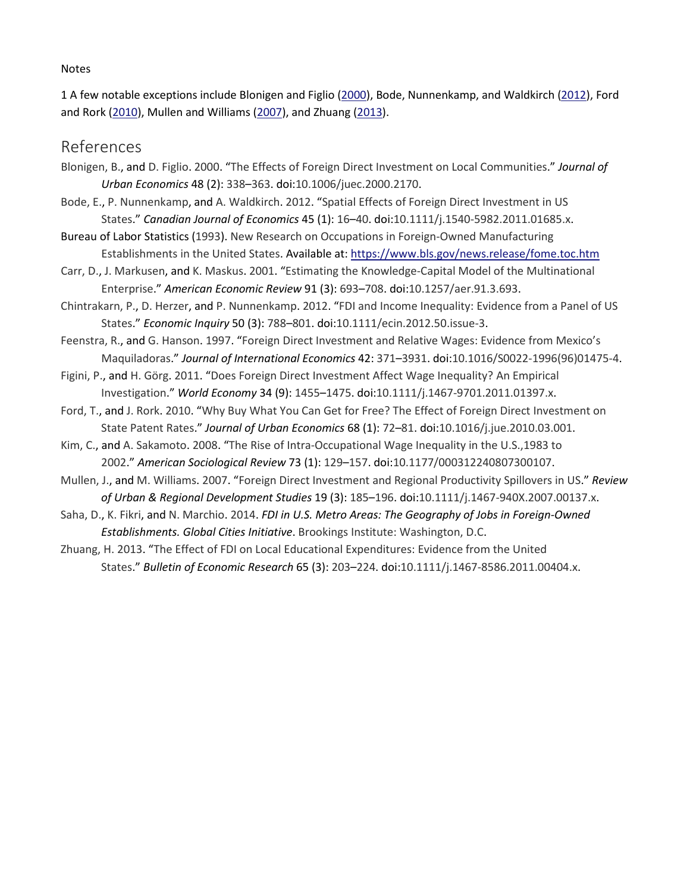Notes

1 A few notable exceptions include Blonigen and Figlio (2000), Bode, Nunnenkamp, and Waldkirch (2012), Ford and Rork (2010), Mullen and Williams (2007), and Zhuang (2013).

## References

Blonigen, B., and D. Figlio. 2000. "The Effects of Foreign Direct Investment on Local Communities." *Journal of Urban Economics* 48 (2): 338–363. doi:10.1006/juec.2000.2170.

Bode, E., P. Nunnenkamp, and A. Waldkirch. 2012. "Spatial Effects of Foreign Direct Investment in US States." *Canadian Journal of Economics* 45 (1): 16–40. doi:10.1111/j.1540-5982.2011.01685.x.

Bureau of Labor Statistics (1993). New Research on Occupations in Foreign-Owned Manufacturing Establishments in the United States. Available at: https://www.bls.gov/news.release/fome.toc.htm

Carr, D., J. Markusen, and K. Maskus. 2001. "Estimating the Knowledge-Capital Model of the Multinational Enterprise." *American Economic Review* 91 (3): 693–708. doi:10.1257/aer.91.3.693.

Chintrakarn, P., D. Herzer, and P. Nunnenkamp. 2012. "FDI and Income Inequality: Evidence from a Panel of US States." *Economic Inquiry* 50 (3): 788–801. doi:10.1111/ecin.2012.50.issue-3.

Feenstra, R., and G. Hanson. 1997. "Foreign Direct Investment and Relative Wages: Evidence from Mexico's Maquiladoras." *Journal of International Economics* 42: 371–3931. doi:10.1016/S0022-1996(96)01475-4.

Figini, P., and H. Görg. 2011. "Does Foreign Direct Investment Affect Wage Inequality? An Empirical Investigation." *World Economy* 34 (9): 1455–1475. doi:10.1111/j.1467-9701.2011.01397.x.

Ford, T., and J. Rork. 2010. "Why Buy What You Can Get for Free? The Effect of Foreign Direct Investment on State Patent Rates." *Journal of Urban Economics* 68 (1): 72–81. doi:10.1016/j.jue.2010.03.001.

Kim, C., and A. Sakamoto. 2008. "The Rise of Intra-Occupational Wage Inequality in the U.S.,1983 to 2002." *American Sociological Review* 73 (1): 129–157. doi:10.1177/000312240807300107.

Mullen, J., and M. Williams. 2007. "Foreign Direct Investment and Regional Productivity Spillovers in US." *Review of Urban & Regional Development Studies* 19 (3): 185–196. doi:10.1111/j.1467-940X.2007.00137.x.

Saha, D., K. Fikri, and N. Marchio. 2014. *FDI in U.S. Metro Areas: The Geography of Jobs in Foreign-Owned Establishments. Global Cities Initiative*. Brookings Institute: Washington, D.C.

Zhuang, H. 2013. "The Effect of FDI on Local Educational Expenditures: Evidence from the United States." *Bulletin of Economic Research* 65 (3): 203–224. doi:10.1111/j.1467-8586.2011.00404.x.